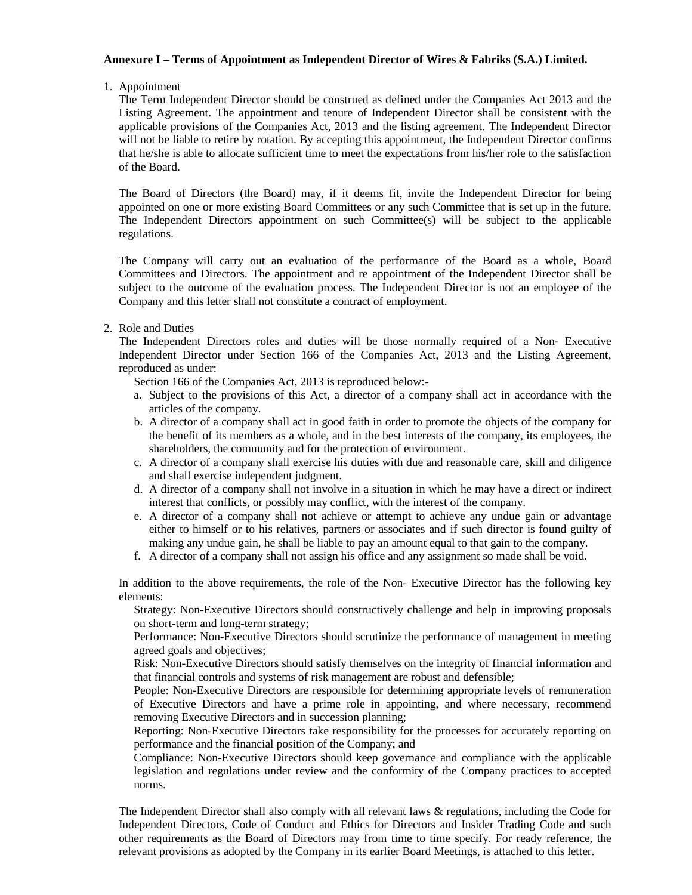**Annexure I – Terms of Appointment as Independent Director of Wires & Fabriks (S.A.) Limited.**

1. Appointment

   The Term Independent Director should be construed as defined under the Companies Act 2013 and the Listing Agreement. The appointment and tenure of Independent Director shall be consistent with the applicable provisions of the Companies Act, 2013 and the listing agreement. The Independent Director will not be liable to retire by rotation. By accepting this appointment, the Independent Director confirms that he/she is able to allocate sufficient time to meet the expectations from his/her role to the satisfaction of the Board.

   The Board of Directors (the Board) may, if it deems fit, invite the Independent Director for being appointed on one or more existing Board Committees or any such Committee that is set up in the future. The Independent Directors appointment on such Committee(s) will be subject to the applicable regulations.

   The Company will carry out an evaluation of the performance of the Board as a whole, Board Committees and Directors. The appointment and re appointment of the Independent Director shall be subject to the outcome of the evaluation process. The Independent Director is not an employee of the Company and this letter shall not constitute a contract of employment.

2. Role and Duties

   The Independent Directors roles and duties will be those normally required of a Non- Executive Independent Director under Section 166 of the Companies Act, 2013 and the Listing Agreement, reproduced as under:

   Section 166 of the Companies Act, 2013 is reproduced below:-

   a. Subject to the provisions of this Act, a director of a company shall act in accordance with the articles of the company.
   b. A director of a company shall act in good faith in order to promote the objects of the company for the benefit of its members as a whole, and in the best interests of the company, its employees, the shareholders, the community and for the protection of environment.
   c. A director of a company shall exercise his duties with due and reasonable care, skill and diligence and shall exercise independent judgment.
   d. A director of a company shall not involve in a situation in which he may have a direct or indirect interest that conflicts, or possibly may conflict, with the interest of the company.
   e. A director of a company shall not achieve or attempt to achieve any undue gain or advantage either to himself or to his relatives, partners or associates and if such director is found guilty of making any undue gain, he shall be liable to pay an amount equal to that gain to the company.
   f. A director of a company shall not assign his office and any assignment so made shall be void.

   In addition to the above requirements, the role of the Non- Executive Director has the following key elements:

   Strategy: Non-Executive Directors should constructively challenge and help in improving proposals on short-term and long-term strategy;

   Performance: Non-Executive Directors should scrutinize the performance of management in meeting agreed goals and objectives;

   Risk: Non-Executive Directors should satisfy themselves on the integrity of financial information and that financial controls and systems of risk management are robust and defensible;

   People: Non-Executive Directors are responsible for determining appropriate levels of remuneration of Executive Directors and have a prime role in appointing, and where necessary, recommend removing Executive Directors and in succession planning;

   Reporting: Non-Executive Directors take responsibility for the processes for accurately reporting on performance and the financial position of the Company; and

   Compliance: Non-Executive Directors should keep governance and compliance with the applicable legislation and regulations under review and the conformity of the Company practices to accepted norms.

   The Independent Director shall also comply with all relevant laws & regulations, including the Code for Independent Directors, Code of Conduct and Ethics for Directors and Insider Trading Code and such other requirements as the Board of Directors may from time to time specify. For ready reference, the relevant provisions as adopted by the Company in its earlier Board Meetings, is attached to this letter.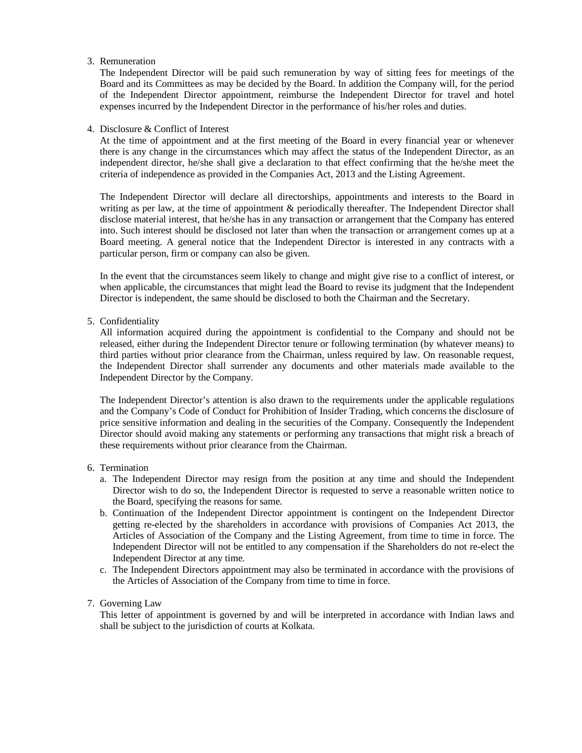3. Remuneration

   The Independent Director will be paid such remuneration by way of sitting fees for meetings of the Board and its Committees as may be decided by the Board. In addition the Company will, for the period of the Independent Director appointment, reimburse the Independent Director for travel and hotel expenses incurred by the Independent Director in the performance of his/her roles and duties.

4. Disclosure & Conflict of Interest

   At the time of appointment and at the first meeting of the Board in every financial year or whenever there is any change in the circumstances which may affect the status of the Independent Director, as an independent director, he/she shall give a declaration to that effect confirming that the he/she meet the criteria of independence as provided in the Companies Act, 2013 and the Listing Agreement.

   The Independent Director will declare all directorships, appointments and interests to the Board in writing as per law, at the time of appointment & periodically thereafter. The Independent Director shall disclose material interest, that he/she has in any transaction or arrangement that the Company has entered into. Such interest should be disclosed not later than when the transaction or arrangement comes up at a Board meeting. A general notice that the Independent Director is interested in any contracts with a particular person, firm or company can also be given.

   In the event that the circumstances seem likely to change and might give rise to a conflict of interest, or when applicable, the circumstances that might lead the Board to revise its judgment that the Independent Director is independent, the same should be disclosed to both the Chairman and the Secretary.

5. Confidentiality

   All information acquired during the appointment is confidential to the Company and should not be released, either during the Independent Director tenure or following termination (by whatever means) to third parties without prior clearance from the Chairman, unless required by law. On reasonable request, the Independent Director shall surrender any documents and other materials made available to the Independent Director by the Company.

   The Independent Director's attention is also drawn to the requirements under the applicable regulations and the Company's Code of Conduct for Prohibition of Insider Trading, which concerns the disclosure of price sensitive information and dealing in the securities of the Company. Consequently the Independent Director should avoid making any statements or performing any transactions that might risk a breach of these requirements without prior clearance from the Chairman.

6. Termination
   a. The Independent Director may resign from the position at any time and should the Independent Director wish to do so, the Independent Director is requested to serve a reasonable written notice to the Board, specifying the reasons for same.
   b. Continuation of the Independent Director appointment is contingent on the Independent Director getting re-elected by the shareholders in accordance with provisions of Companies Act 2013, the Articles of Association of the Company and the Listing Agreement, from time to time in force. The Independent Director will not be entitled to any compensation if the Shareholders do not re-elect the Independent Director at any time.
   c. The Independent Directors appointment may also be terminated in accordance with the provisions of the Articles of Association of the Company from time to time in force.

7. Governing Law

   This letter of appointment is governed by and will be interpreted in accordance with Indian laws and shall be subject to the jurisdiction of courts at Kolkata.